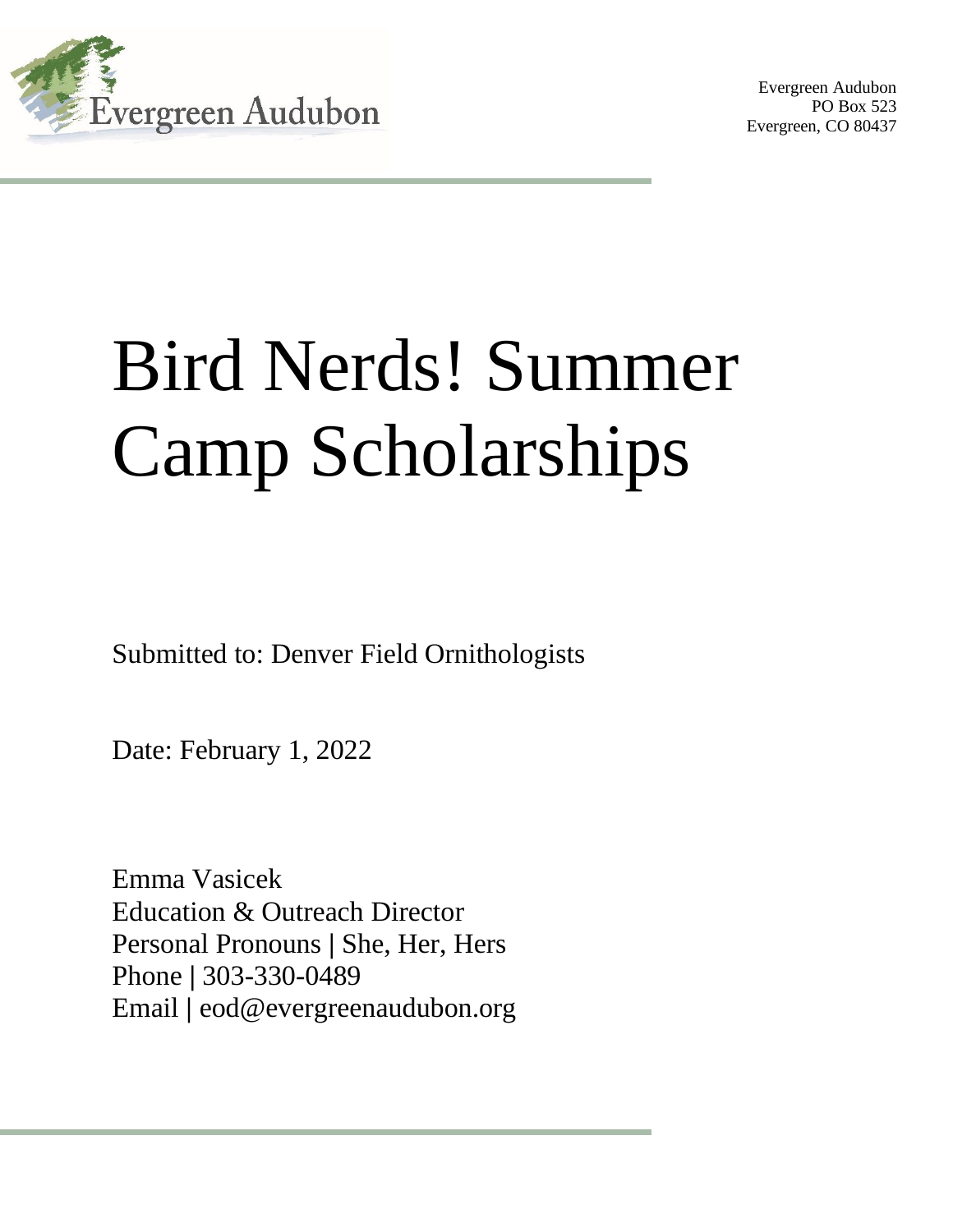Evergreen Audubon

Evergreen Audubon
PO Box 523
Evergreen, CO 80437

# Bird Nerds! Summer Camp Scholarships

Submitted to: Denver Field Ornithologists

Date: February 1, 2022

Emma Vasicek
Education & Outreach Director
Personal Pronouns | She, Her, Hers
Phone | 303-330-0489
Email | eod@evergreenaudubon.org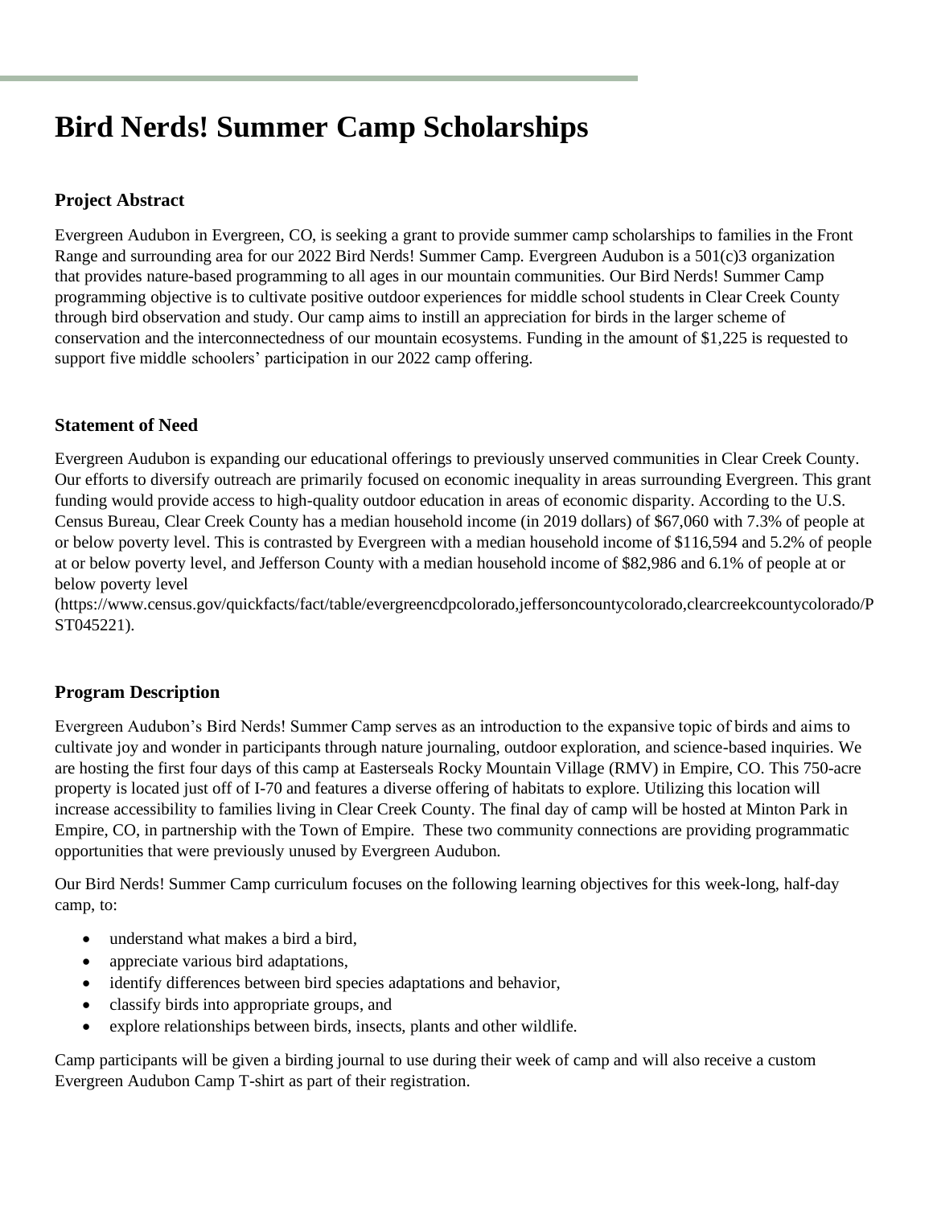# Bird Nerds! Summer Camp Scholarships

### Project Abstract

Evergreen Audubon in Evergreen, CO, is seeking a grant to provide summer camp scholarships to families in the Front Range and surrounding area for our 2022 Bird Nerds! Summer Camp. Evergreen Audubon is a 501(c)3 organization that provides nature-based programming to all ages in our mountain communities. Our Bird Nerds! Summer Camp programming objective is to cultivate positive outdoor experiences for middle school students in Clear Creek County through bird observation and study. Our camp aims to instill an appreciation for birds in the larger scheme of conservation and the interconnectedness of our mountain ecosystems. Funding in the amount of $1,225 is requested to support five middle schoolers' participation in our 2022 camp offering.

### Statement of Need

Evergreen Audubon is expanding our educational offerings to previously unserved communities in Clear Creek County. Our efforts to diversify outreach are primarily focused on economic inequality in areas surrounding Evergreen. This grant funding would provide access to high-quality outdoor education in areas of economic disparity. According to the U.S. Census Bureau, Clear Creek County has a median household income (in 2019 dollars) of $67,060 with 7.3% of people at or below poverty level. This is contrasted by Evergreen with a median household income of $116,594 and 5.2% of people at or below poverty level, and Jefferson County with a median household income of $82,986 and 6.1% of people at or below poverty level (https://www.census.gov/quickfacts/fact/table/evergreencdpcolorado,jeffersoncountycolorado,clearcreekcountycolorado/PST045221).

### Program Description

Evergreen Audubon's Bird Nerds! Summer Camp serves as an introduction to the expansive topic of birds and aims to cultivate joy and wonder in participants through nature journaling, outdoor exploration, and science-based inquiries. We are hosting the first four days of this camp at Easterseals Rocky Mountain Village (RMV) in Empire, CO. This 750-acre property is located just off of I-70 and features a diverse offering of habitats to explore. Utilizing this location will increase accessibility to families living in Clear Creek County. The final day of camp will be hosted at Minton Park in Empire, CO, in partnership with the Town of Empire. These two community connections are providing programmatic opportunities that were previously unused by Evergreen Audubon.

Our Bird Nerds! Summer Camp curriculum focuses on the following learning objectives for this week-long, half-day camp, to:

- understand what makes a bird a bird,
- appreciate various bird adaptations,
- identify differences between bird species adaptations and behavior,
- classify birds into appropriate groups, and
- explore relationships between birds, insects, plants and other wildlife.

Camp participants will be given a birding journal to use during their week of camp and will also receive a custom Evergreen Audubon Camp T-shirt as part of their registration.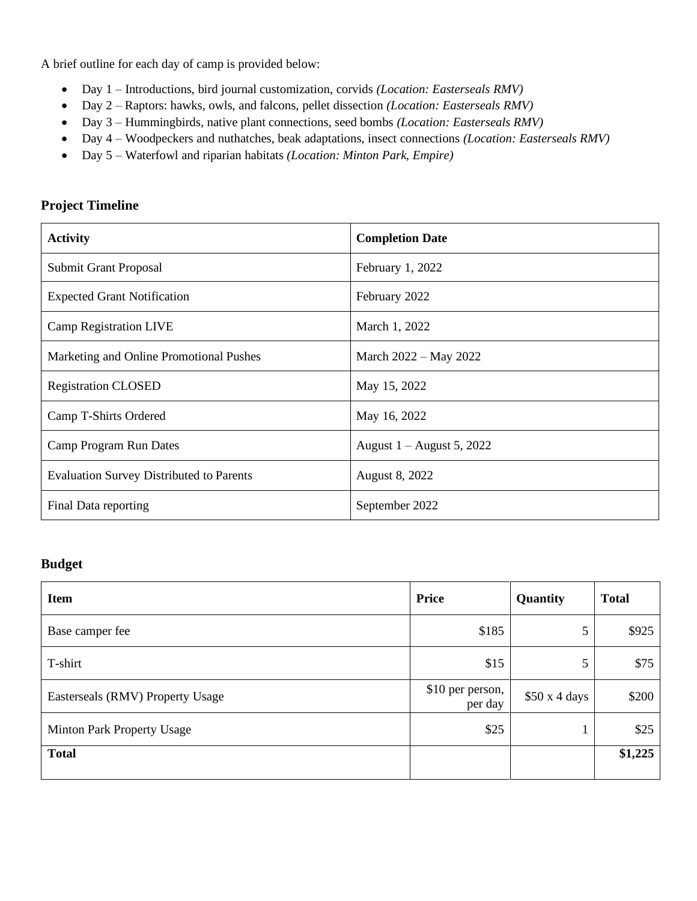A brief outline for each day of camp is provided below:

- Day 1 – Introductions, bird journal customization, corvids *(Location: Easterseals RMV)*
- Day 2 – Raptors: hawks, owls, and falcons, pellet dissection *(Location: Easterseals RMV)*
- Day 3 – Hummingbirds, native plant connections, seed bombs *(Location: Easterseals RMV)*
- Day 4 – Woodpeckers and nuthatches, beak adaptations, insect connections *(Location: Easterseals RMV)*
- Day 5 – Waterfowl and riparian habitats *(Location: Minton Park, Empire)*

### Project Timeline

| **Activity** | **Completion Date** |
|---|---|
| Submit Grant Proposal | February 1, 2022 |
| Expected Grant Notification | February 2022 |
| Camp Registration LIVE | March 1, 2022 |
| Marketing and Online Promotional Pushes | March 2022 – May 2022 |
| Registration CLOSED | May 15, 2022 |
| Camp T-Shirts Ordered | May 16, 2022 |
| Camp Program Run Dates | August 1 – August 5, 2022 |
| Evaluation Survey Distributed to Parents | August 8, 2022 |
| Final Data reporting | September 2022 |

### Budget

| **Item** | **Price** | **Quantity** | **Total** |
|---|---|---|---|
| Base camper fee | $185 | 5 | $925 |
| T-shirt | $15 | 5 | $75 |
| Easterseals (RMV) Property Usage | $10 per person, per day | $50 x 4 days | $200 |
| Minton Park Property Usage | $25 | 1 | $25 |
| **Total** | | | **$1,225** |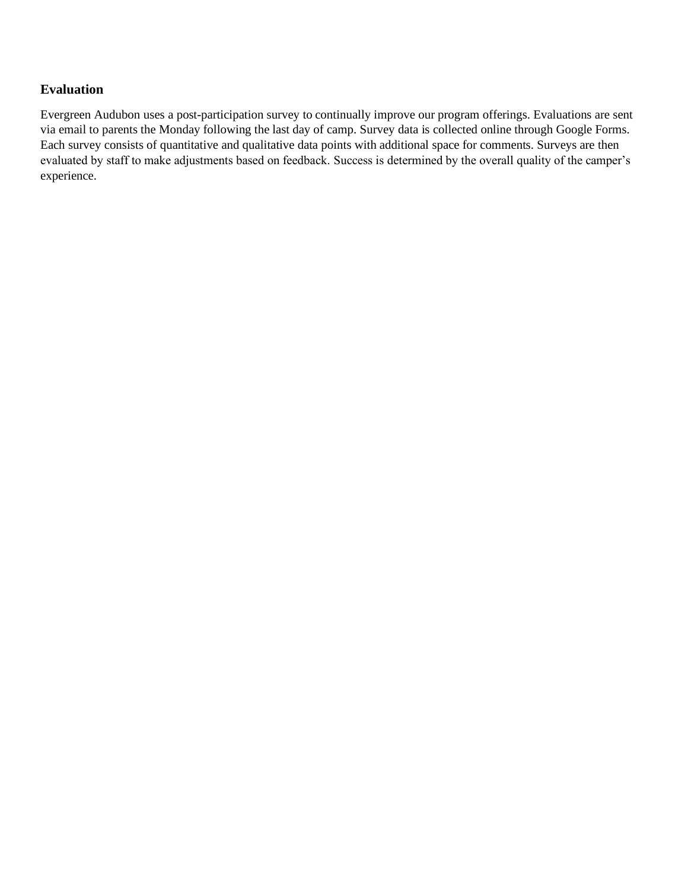## Evaluation

Evergreen Audubon uses a post-participation survey to continually improve our program offerings. Evaluations are sent via email to parents the Monday following the last day of camp. Survey data is collected online through Google Forms. Each survey consists of quantitative and qualitative data points with additional space for comments. Surveys are then evaluated by staff to make adjustments based on feedback. Success is determined by the overall quality of the camper's experience.